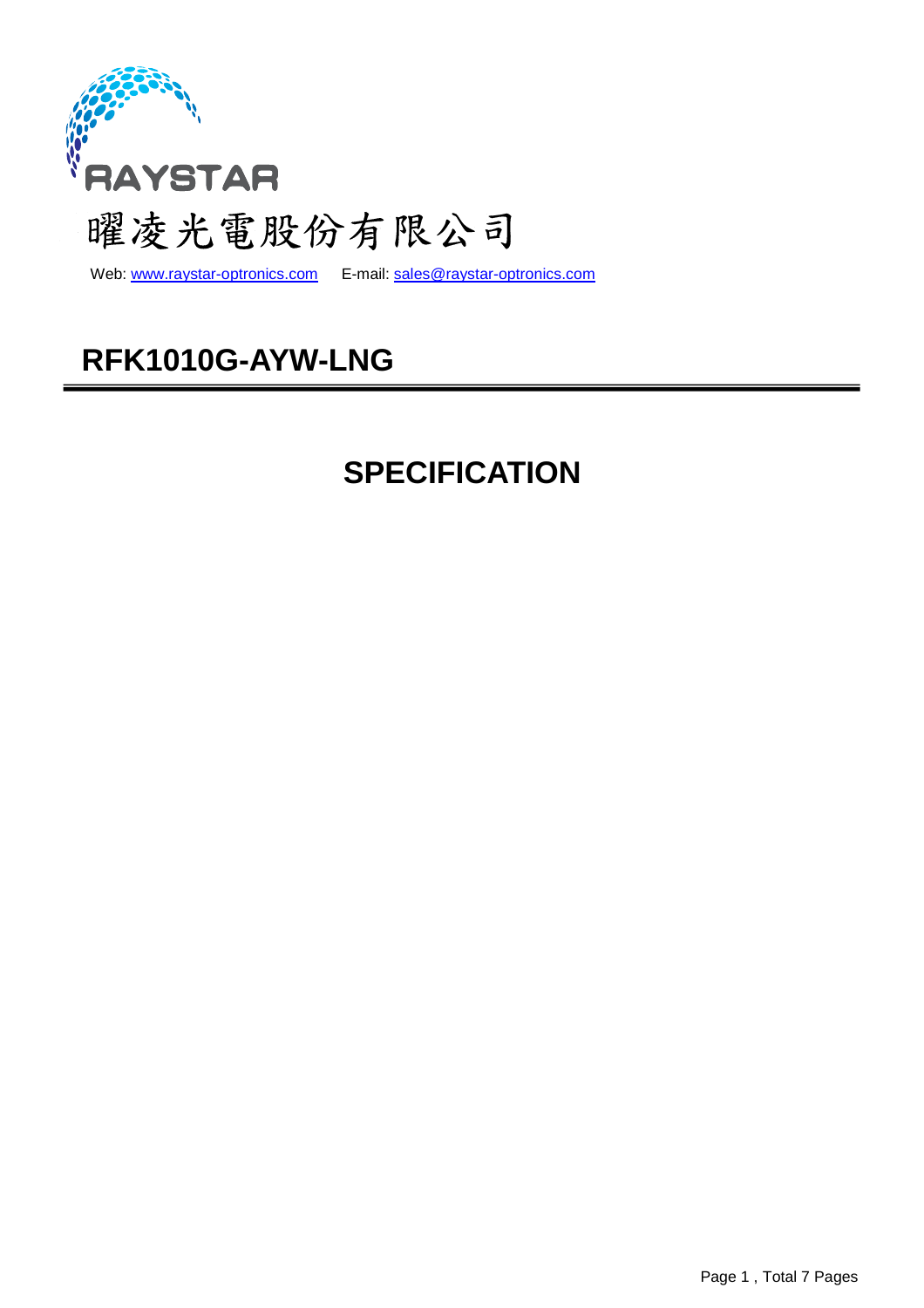RAYSTAR

曜凌光電股份有限公司

Web: www.raystar-optronics.com E-mail: sales@raystar-optronics.com

# RFK1010G-AYW-LNG

# SPECIFICATION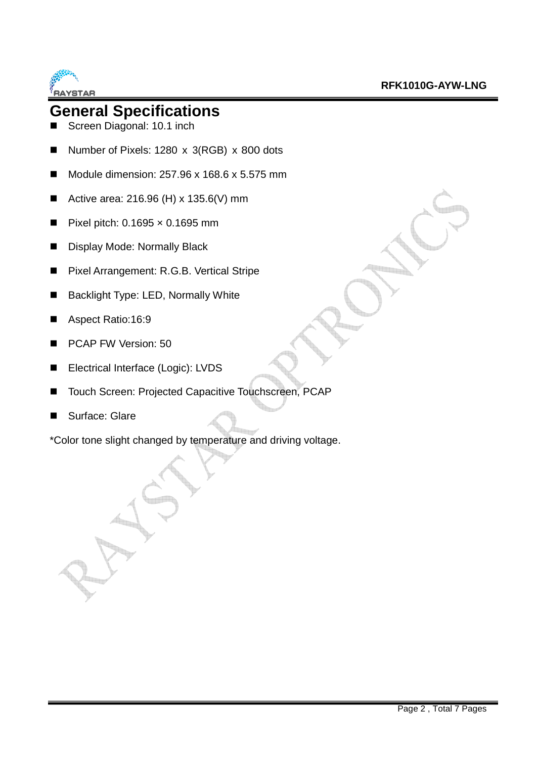# General Specifications

- Screen Diagonal: 10.1 inch
- Number of Pixels: 1280 x 3(RGB) x 800 dots
- Module dimension: 257.96 x 168.6 x 5.575 mm
- Active area: 216.96 (H) x 135.6(V) mm
- Pixel pitch: 0.1695 × 0.1695 mm
- Display Mode: Normally Black
- Pixel Arrangement: R.G.B. Vertical Stripe
- Backlight Type: LED, Normally White
- Aspect Ratio:16:9
- PCAP FW Version: 50
- Electrical Interface (Logic): LVDS
- Touch Screen: Projected Capacitive Touchscreen, PCAP
- Surface: Glare

*Color tone slight changed by temperature and driving voltage.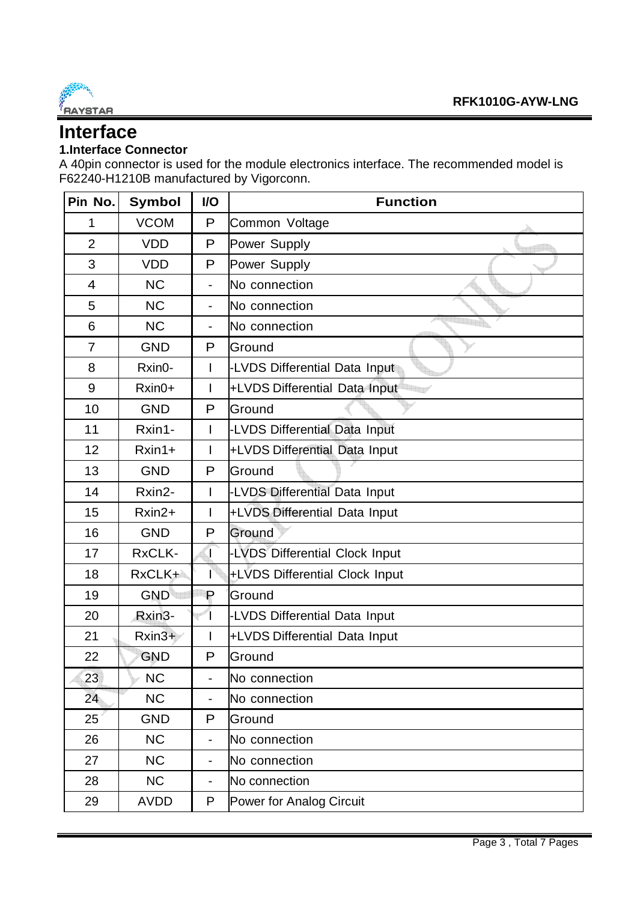# Interface

### 1.Interface Connector

A 40pin connector is used for the module electronics interface. The recommended model is F62240-H1210B manufactured by Vigorconn.

| Pin No. | Symbol | I/O | Function |
|---|---|---|---|
| 1 | VCOM | P | Common Voltage |
| 2 | VDD | P | Power Supply |
| 3 | VDD | P | Power Supply |
| 4 | NC | - | No connection |
| 5 | NC | - | No connection |
| 6 | NC | - | No connection |
| 7 | GND | P | Ground |
| 8 | Rxin0- | I | -LVDS Differential Data Input |
| 9 | Rxin0+ | I | +LVDS Differential Data Input |
| 10 | GND | P | Ground |
| 11 | Rxin1- | I | -LVDS Differential Data Input |
| 12 | Rxin1+ | I | +LVDS Differential Data Input |
| 13 | GND | P | Ground |
| 14 | Rxin2- | I | -LVDS Differential Data Input |
| 15 | Rxin2+ | I | +LVDS Differential Data Input |
| 16 | GND | P | Ground |
| 17 | RxCLK- | I | -LVDS Differential Clock Input |
| 18 | RxCLK+ | I | +LVDS Differential Clock Input |
| 19 | GND | P | Ground |
| 20 | Rxin3- | I | -LVDS Differential Data Input |
| 21 | Rxin3+ | I | +LVDS Differential Data Input |
| 22 | GND | P | Ground |
| 23 | NC | - | No connection |
| 24 | NC | - | No connection |
| 25 | GND | P | Ground |
| 26 | NC | - | No connection |
| 27 | NC | - | No connection |
| 28 | NC | - | No connection |
| 29 | AVDD | P | Power for Analog Circuit |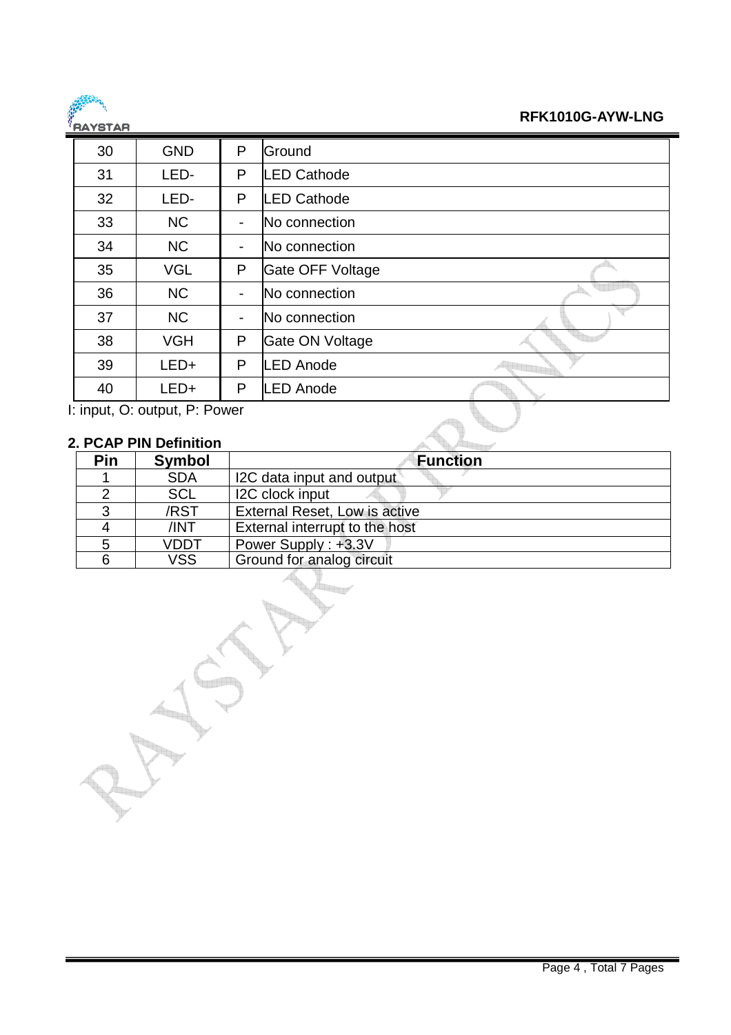| 30 | GND | P | Ground |
|---|---|---|---|
| 31 | LED- | P | LED Cathode |
| 32 | LED- | P | LED Cathode |
| 33 | NC | - | No connection |
| 34 | NC | - | No connection |
| 35 | VGL | P | Gate OFF Voltage |
| 36 | NC | - | No connection |
| 37 | NC | - | No connection |
| 38 | VGH | P | Gate ON Voltage |
| 39 | LED+ | P | LED Anode |
| 40 | LED+ | P | LED Anode |

I: input, O: output, P: Power

### 2. PCAP PIN Definition

| Pin | Symbol | Function |
|---|---|---|
| 1 | SDA | I2C data input and output |
| 2 | SCL | I2C clock input |
| 3 | /RST | External Reset, Low is active |
| 4 | /INT | External interrupt to the host |
| 5 | VDDT | Power Supply : +3.3V |
| 6 | VSS | Ground for analog circuit |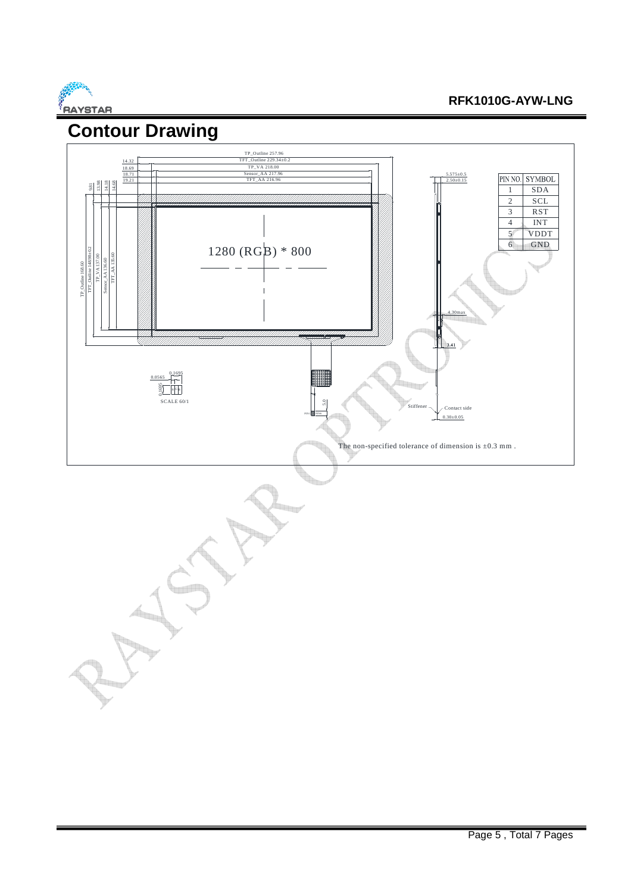# Contour Drawing

TP_Outline 257.96
TFT_Outline 229.34±0.2
TP_VA 218.00
Sensor_AA 217.96
TFT_AA 216.96

14.32
18.69
18.71
19.21

9.81
13.98
14.18
14.68

TP_Outline 168.60
TFT_Outline 148.98±0.2
TP_VA 137.00
Sensor_AA 136.60
TFT_AA 135.60

5.575±0.5
2.50±0.15

1280 (RGB) * 800

4.30max
3.41

0.0565
0.1695
0.0565
SCALE 60/1

5.0

Stiffener
Contact side
0.30±0.05

| PIN NO. | SYMBOL |
| --- | --- |
| 1 | SDA |
| 2 | SCL |
| 3 | RST |
| 4 | INT |
| 5 | VDDT |
| 6 | GND |

The non-specified tolerance of dimension is ±0.3 mm .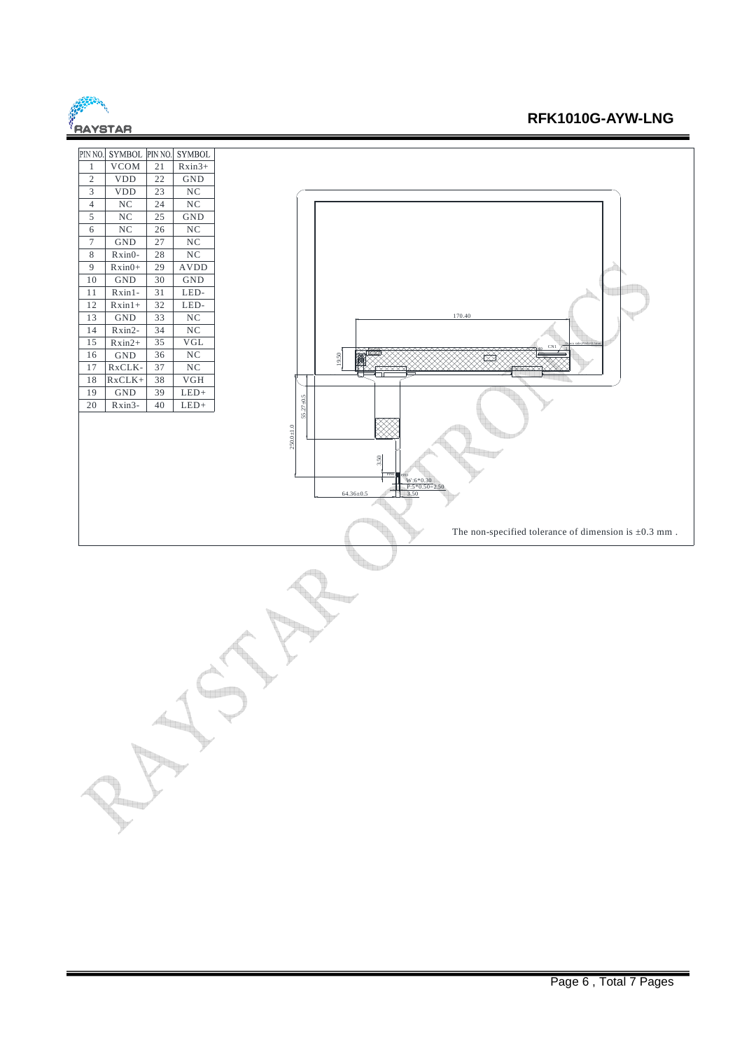| PIN NO. | SYMBOL | PIN NO. | SYMBOL |
|---|---|---|---|
| 1 | VCOM | 21 | Rxin3+ |
| 2 | VDD | 22 | GND |
| 3 | VDD | 23 | NC |
| 4 | NC | 24 | NC |
| 5 | NC | 25 | GND |
| 6 | NC | 26 | NC |
| 7 | GND | 27 | NC |
| 8 | Rxin0- | 28 | NC |
| 9 | Rxin0+ | 29 | AVDD |
| 10 | GND | 30 | GND |
| 11 | Rxin1- | 31 | LED- |
| 12 | Rxin1+ | 32 | LED- |
| 13 | GND | 33 | NC |
| 14 | Rxin2- | 34 | NC |
| 15 | Rxin2+ | 35 | VGL |
| 16 | GND | 36 | NC |
| 17 | RxCLK- | 37 | NC |
| 18 | RxCLK+ | 38 | VGH |
| 19 | GND | 39 | LED+ |
| 20 | Rxin3- | 40 | LED+ |

170.40

19.50

CN1

55.27±0.5

250.0±1.0

3.50

W:6*0.30

P:5*0.50=2.50

64.36±0.5

3.50

The non-specified tolerance of dimension is ±0.3 mm .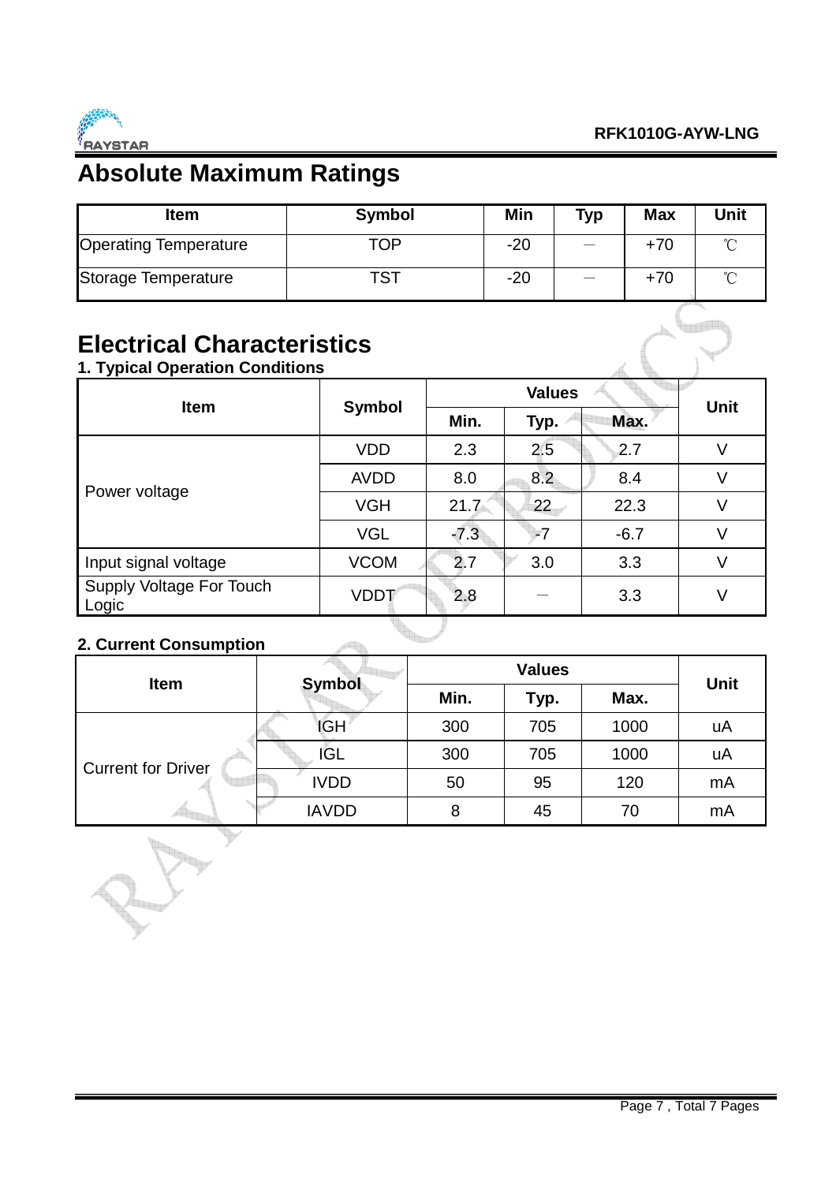# Absolute Maximum Ratings

| Item | Symbol | Min | Typ | Max | Unit |
|---|---|---|---|---|---|
| Operating Temperature | TOP | -20 | — | +70 | ℃ |
| Storage Temperature | TST | -20 | — | +70 | ℃ |

# Electrical Characteristics

### 1. Typical Operation Conditions

| Item | Symbol | Values | | | Unit |
|---|---|---|---|---|---|
| | | Min. | Typ. | Max. | |
| Power voltage | VDD | 2.3 | 2.5 | 2.7 | V |
| | AVDD | 8.0 | 8.2 | 8.4 | V |
| | VGH | 21.7 | 22 | 22.3 | V |
| | VGL | -7.3 | -7 | -6.7 | V |
| Input signal voltage | VCOM | 2.7 | 3.0 | 3.3 | V |
| Supply Voltage For Touch Logic | VDDT | 2.8 | — | 3.3 | V |

### 2. Current Consumption

| Item | Symbol | Values | | | Unit |
|---|---|---|---|---|---|
| | | Min. | Typ. | Max. | |
| Current for Driver | IGH | 300 | 705 | 1000 | uA |
| | IGL | 300 | 705 | 1000 | uA |
| | IVDD | 50 | 95 | 120 | mA |
| | IAVDD | 8 | 45 | 70 | mA |